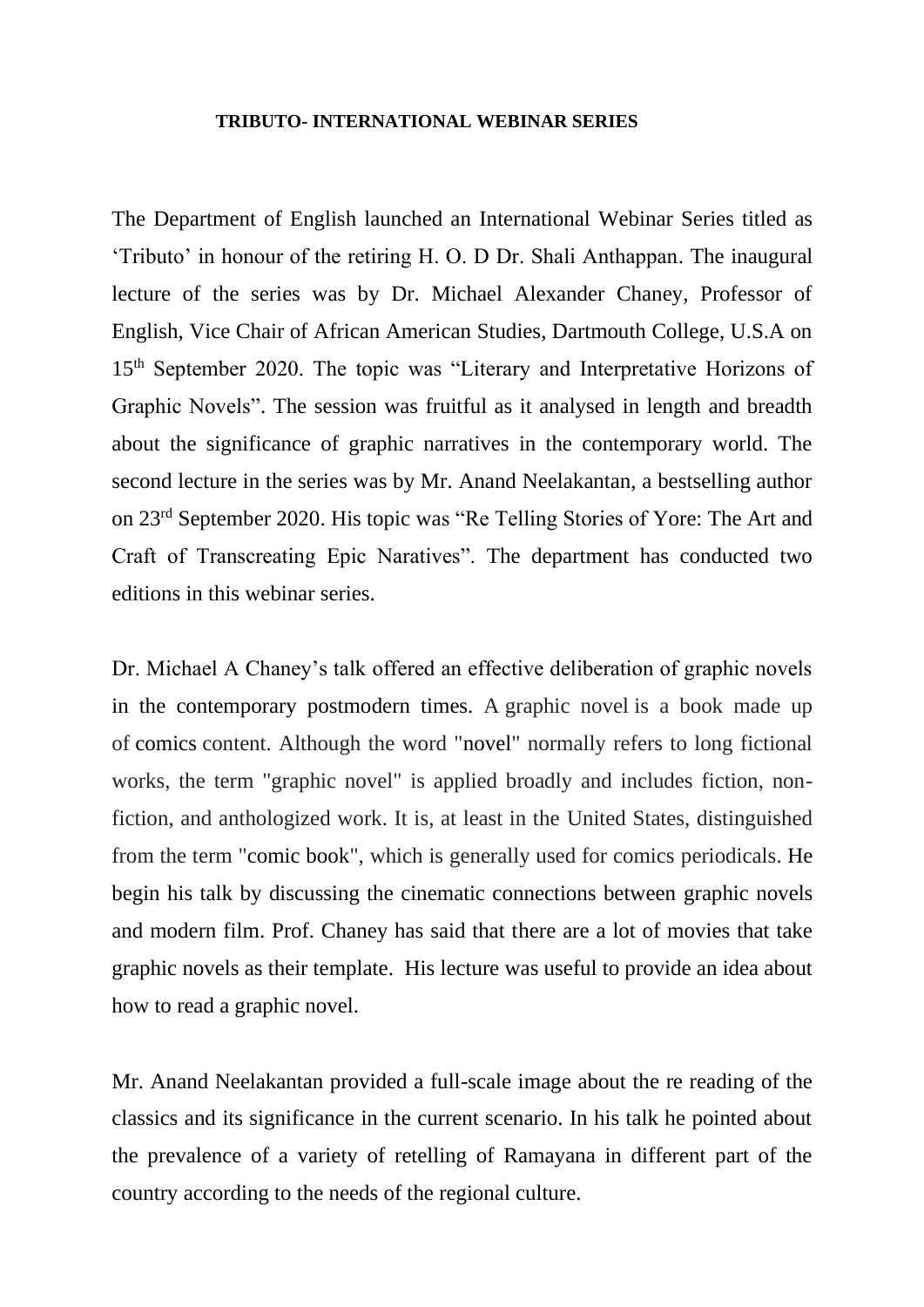# TRIBUTO- INTERNATIONAL WEBINAR SERIES

The Department of English launched an International Webinar Series titled as 'Tributo' in honour of the retiring H. O. D Dr. Shali Anthappan. The inaugural lecture of the series was by Dr. Michael Alexander Chaney, Professor of English, Vice Chair of African American Studies, Dartmouth College, U.S.A on 15th September 2020. The topic was "Literary and Interpretative Horizons of Graphic Novels". The session was fruitful as it analysed in length and breadth about the significance of graphic narratives in the contemporary world. The second lecture in the series was by Mr. Anand Neelakantan, a bestselling author on 23rd September 2020. His topic was "Re Telling Stories of Yore: The Art and Craft of Transcreating Epic Naratives". The department has conducted two editions in this webinar series.

Dr. Michael A Chaney's talk offered an effective deliberation of graphic novels in the contemporary postmodern times. A graphic novel is a book made up of comics content. Although the word "novel" normally refers to long fictional works, the term "graphic novel" is applied broadly and includes fiction, non-fiction, and anthologized work. It is, at least in the United States, distinguished from the term "comic book", which is generally used for comics periodicals. He begin his talk by discussing the cinematic connections between graphic novels and modern film. Prof. Chaney has said that there are a lot of movies that take graphic novels as their template. His lecture was useful to provide an idea about how to read a graphic novel.

Mr. Anand Neelakantan provided a full-scale image about the re reading of the classics and its significance in the current scenario. In his talk he pointed about the prevalence of a variety of retelling of Ramayana in different part of the country according to the needs of the regional culture.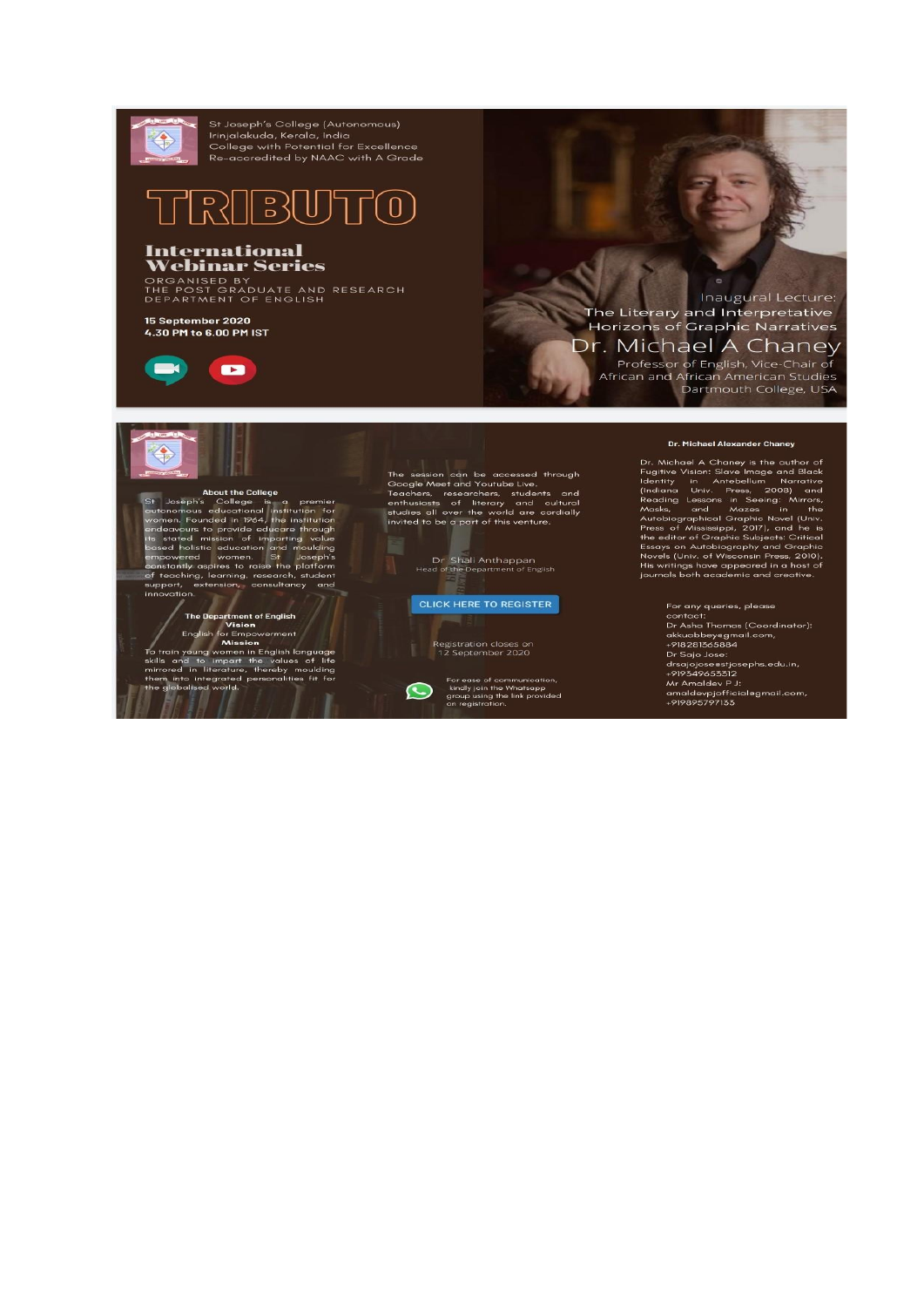St Joseph's College (Autonomous)
Irinjalakuda, Kerala, India
College with Potential for Excellence
Re-accredited by NAAC with A Grade

# TRIBUTO

## International Webinar Series

ORGANISED BY
THE POST GRADUATE AND RESEARCH DEPARTMENT OF ENGLISH

**15 September 2020**
**4.30 PM to 6.00 PM IST**

Inaugural Lecture:
The Literary and Interpretative Horizons of Graphic Narratives

## Dr. Michael A Chaney

Professor of English, Vice-Chair of African and African American Studies
Dartmouth College, USA

---

**About the College**

St Joseph's College is a premier autonomous educational institution for women. Founded in 1964, the institution endeavours to provide educare through its stated mission of imparting value based holistic education and moulding empowered women. St Joseph's constantly aspires to raise the platform of teaching, learning, research, student support, extension, consultancy and innovation.

**The Department of English**

**Vision**

English for Empowerment

**Mission**

To train young women in English language skills and to impart the values of life mirrored in literature, thereby moulding them into integrated personalities fit for the globalised world.

The session can be accessed through Google Meet and Youtube Live.
Teachers, researchers, students and enthusiasts of literary and cultural studies all over the world are cordially invited to be a part of this venture.

Dr Shali Anthappan
Head of the Department of English

CLICK HERE TO REGISTER

Registration closes on 12 September 2020

For ease of communication, kindly join the Whatsapp group using the link provided on registration.

**Dr. Michael Alexander Chaney**

Dr. Michael A Chaney is the author of Fugitive Vision: Slave Image and Black Identity in Antebellum Narrative (Indiana Univ. Press, 2008) and Reading Lessons in Seeing: Mirrors, Masks, and Mazes in the Autobiographical Graphic Novel (Univ. Press of Mississippi, 2017), and he is the editor of Graphic Subjects: Critical Essays on Autobiography and Graphic Novels (Univ. of Wisconsin Press, 2010). His writings have appeared in a host of journals both academic and creative.

For any queries, please contact:
Dr Asha Thomas (Coordinator): akkuabbey@gmail.com, +918281365884
Dr Sajo Jose: drsajojose@stjosephs.edu.in, +919549653312
Mr Amaldev P J: amaldevpjofficial@gmail.com, +919895797135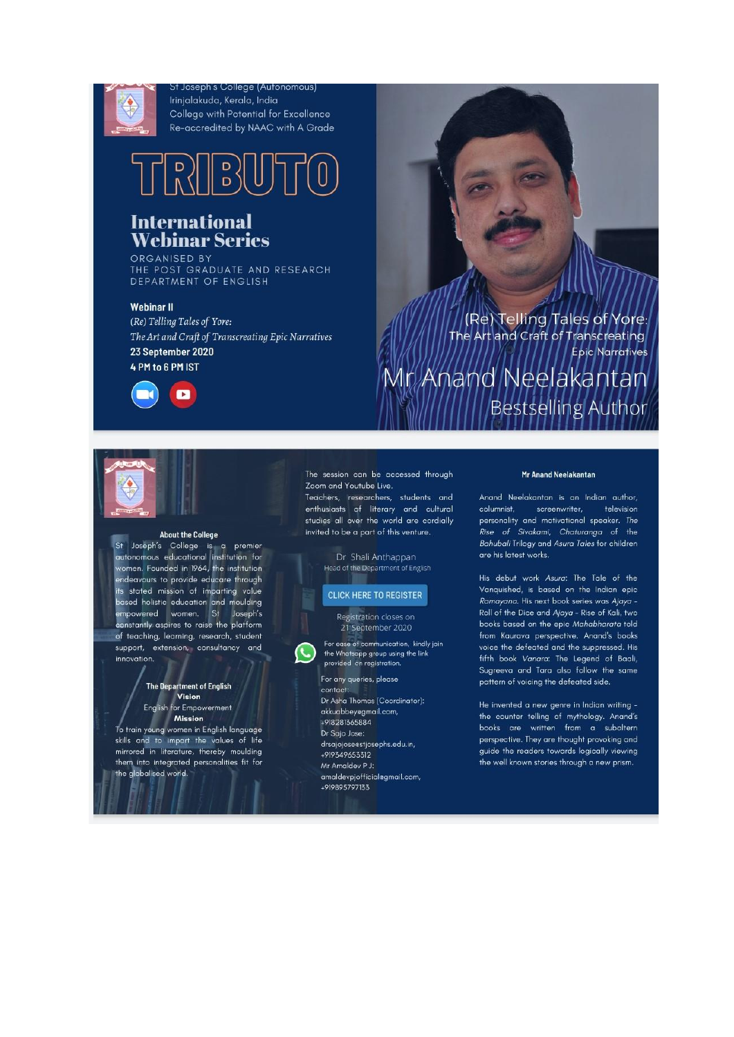St Joseph's College (Autonomous)
Irinjalakuda, Kerala, India
College with Potential for Excellence
Re-accredited by NAAC with A Grade

# TRIBUTO

## International Webinar Series

ORGANISED BY
THE POST GRADUATE AND RESEARCH DEPARTMENT OF ENGLISH

**Webinar II**

*(Re) Telling Tales of Yore: The Art and Craft of Transcreating Epic Narratives*

**23 September 2020**

**4 PM to 6 PM IST**

(Re) Telling Tales of Yore: The Art and Craft of Transcreating Epic Narratives

Mr Anand Neelakantan

Bestselling Author

---

### About the College

St Joseph's College is a premier autonomous educational institution for women. Founded in 1964, the institution endeavours to provide educare through its stated mission of imparting value based holistic education and moulding empowered women. St Joseph's constantly aspires to raise the platform of teaching, learning, research, student support, extension, consultancy and innovation.

### The Department of English

**Vision**

English for Empowerment

**Mission**

To train young women in English language skills and to impart the values of life mirrored in literature, thereby moulding them into integrated personalities fit for the globalised world.

The session can be accessed through Zoom and Youtube Live.

Teachers, researchers, students and enthusiasts of literary and cultural studies all over the world are cordially invited to be a part of this venture.

Dr Shali Anthappan
Head of the Department of English

CLICK HERE TO REGISTER

Registration closes on 21 September 2020

For ease of communication, kindly join the Whatsapp group using the link provided on registration.

For any queries, please contact:

Dr Asha Thomas (Coordinator): akkuabbey@gmail.com, +918281365884

Dr Saju Jose: drsajojoseestjosephs.edu.in, +919349653312

Mr Amaldev P J: amaldevpjofficial@gmail.com, +919895797133

### Mr Anand Neelakantan

Anand Neelakantan is an Indian author, columnist, screenwriter, television personality and motivational speaker. *The Rise of Sivakami*, *Chaturanga* of the *Bahubali* Trilogy and *Asura Tales* for children are his latest works.

His debut work *Asura*: The Tale of the Vanquished, is based on the Indian epic *Ramayana*. His next book series was *Ajaya* - Roll of the Dice and *Ajaya* - Rise of Kali, two books based on the epic *Mahabharata* told from Kaurava perspective. Anand's books voice the defeated and the suppressed. His fifth book *Vanara*: The Legend of Baali, Sugreeva and Tara also follow the same pattern of voicing the defeated side.

He invented a new genre in Indian writing - the counter telling of mythology. Anand's books are written from a subaltern perspective. They are thought provoking and guide the readers towards logically viewing the well known stories through a new prism.